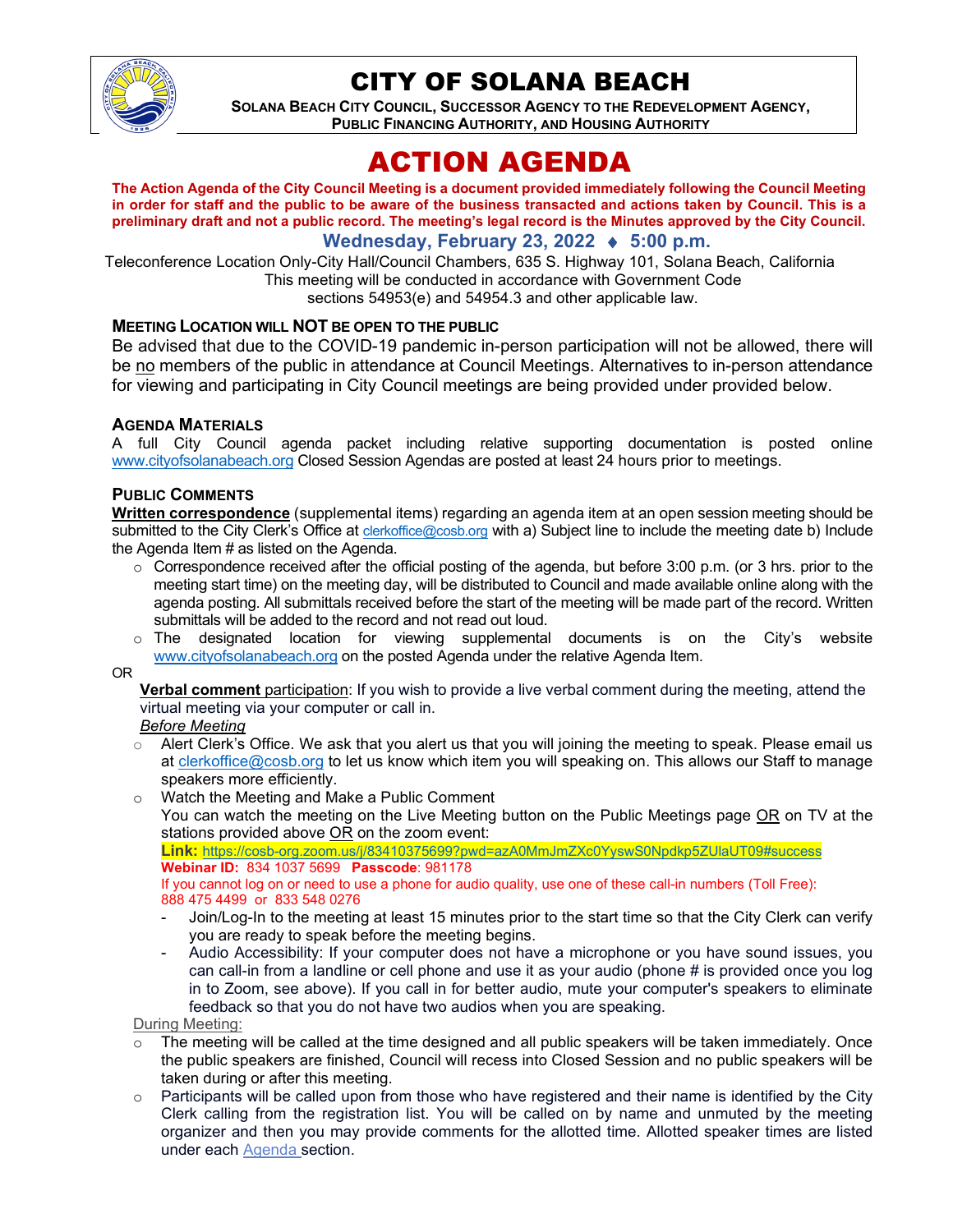# CITY OF SOLANA BEACH

**SOLANA BEACH CITY COUNCIL, SUCCESSOR AGENCY TO THE REDEVELOPMENT AGENCY, PUBLIC FINANCING AUTHORITY, AND HOUSING AUTHORITY**

# ACTION AGENDA

**The Action Agenda of the City Council Meeting is a document provided immediately following the Council Meeting in order for staff and the public to be aware of the business transacted and actions taken by Council. This is a preliminary draft and not a public record. The meeting's legal record is the Minutes approved by the City Council.**

**Wednesday, February 23, 2022 ♦ 5:00 p.m.**

Teleconference Location Only-City Hall/Council Chambers, 635 S. Highway 101, Solana Beach, California
This meeting will be conducted in accordance with Government Code sections 54953(e) and 54954.3 and other applicable law.

### MEETING LOCATION WILL NOT BE OPEN TO THE PUBLIC

Be advised that due to the COVID-19 pandemic in-person participation will not be allowed, there will be no members of the public in attendance at Council Meetings. Alternatives to in-person attendance for viewing and participating in City Council meetings are being provided under provided below.

### AGENDA MATERIALS

A full City Council agenda packet including relative supporting documentation is posted online www.cityofsolanabeach.org Closed Session Agendas are posted at least 24 hours prior to meetings.

### PUBLIC COMMENTS

**Written correspondence** (supplemental items) regarding an agenda item at an open session meeting should be submitted to the City Clerk's Office at clerkoffice@cosb.org with a) Subject line to include the meeting date b) Include the Agenda Item # as listed on the Agenda.

- Correspondence received after the official posting of the agenda, but before 3:00 p.m. (or 3 hrs. prior to the meeting start time) on the meeting day, will be distributed to Council and made available online along with the agenda posting. All submittals received before the start of the meeting will be made part of the record. Written submittals will be added to the record and not read out loud.
- The designated location for viewing supplemental documents is on the City's website www.cityofsolanabeach.org on the posted Agenda under the relative Agenda Item.

OR

**Verbal comment** participation: If you wish to provide a live verbal comment during the meeting, attend the virtual meeting via your computer or call in.

*Before Meeting*

- Alert Clerk's Office. We ask that you alert us that you will joining the meeting to speak. Please email us at clerkoffice@cosb.org to let us know which item you will speaking on. This allows our Staff to manage speakers more efficiently.
- Watch the Meeting and Make a Public Comment
  You can watch the meeting on the Live Meeting button on the Public Meetings page OR on TV at the stations provided above OR on the zoom event:
  **Link:** https://cosb-org.zoom.us/j/83410375699?pwd=azA0MmJmZXc0YyswS0Npdkp5ZUlaUT09#success
  **Webinar ID:** 834 1037 5699 **Passcode**: 981178
  If you cannot log on or need to use a phone for audio quality, use one of these call-in numbers (Toll Free): 888 475 4499 or 833 548 0276
  - Join/Log-In to the meeting at least 15 minutes prior to the start time so that the City Clerk can verify you are ready to speak before the meeting begins.
  - Audio Accessibility: If your computer does not have a microphone or you have sound issues, you can call-in from a landline or cell phone and use it as your audio (phone # is provided once you log in to Zoom, see above). If you call in for better audio, mute your computer's speakers to eliminate feedback so that you do not have two audios when you are speaking.

During Meeting:

- The meeting will be called at the time designed and all public speakers will be taken immediately. Once the public speakers are finished, Council will recess into Closed Session and no public speakers will be taken during or after this meeting.
- Participants will be called upon from those who have registered and their name is identified by the City Clerk calling from the registration list. You will be called on by name and unmuted by the meeting organizer and then you may provide comments for the allotted time. Allotted speaker times are listed under each Agenda section.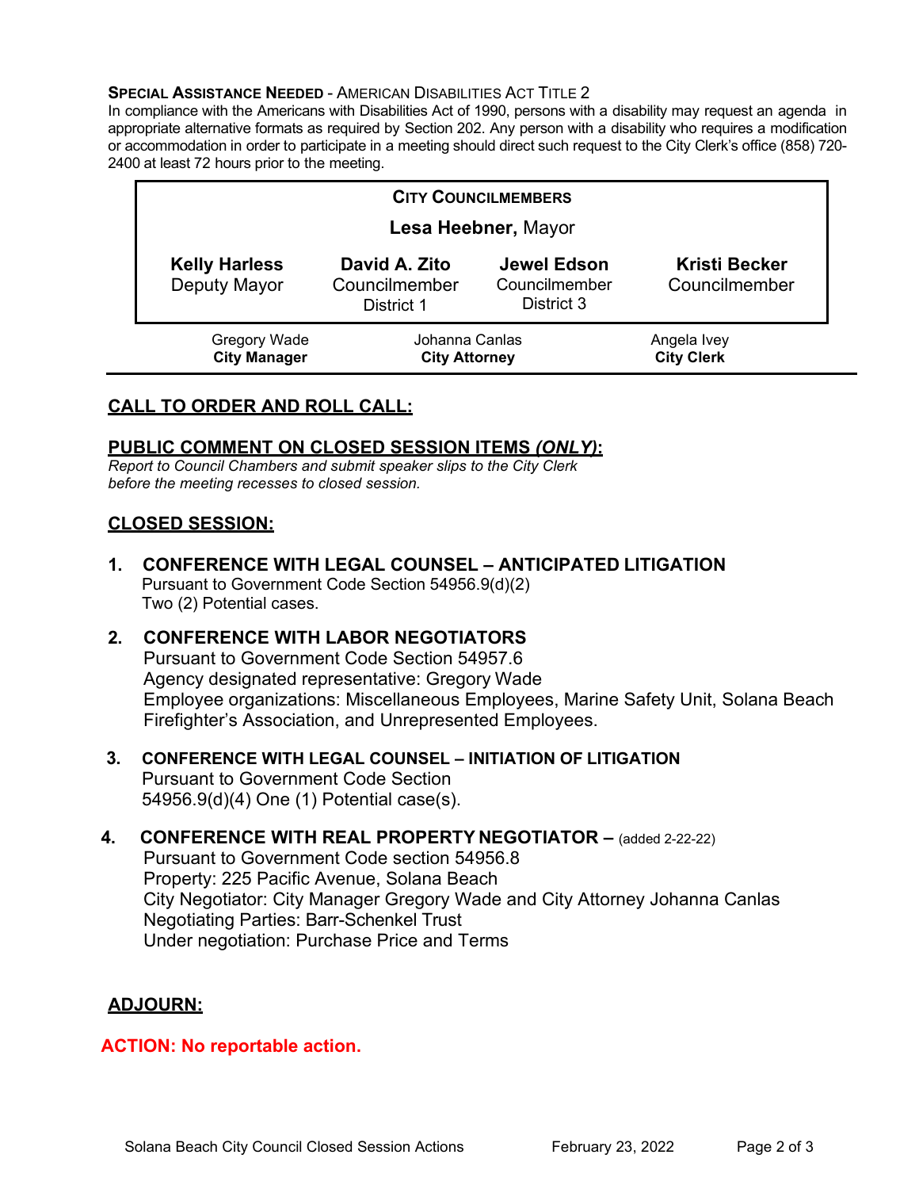**Special Assistance Needed** - American Disabilities Act Title 2

In compliance with the Americans with Disabilities Act of 1990, persons with a disability may request an agenda in appropriate alternative formats as required by Section 202. Any person with a disability who requires a modification or accommodation in order to participate in a meeting should direct such request to the City Clerk's office (858) 720-2400 at least 72 hours prior to the meeting.

| City Councilmembers | | | |
|---|---|---|---|
| **Lesa Heebner,** Mayor | | | |
| **Kelly Harless** Deputy Mayor | **David A. Zito** Councilmember District 1 | **Jewel Edson** Councilmember District 3 | **Kristi Becker** Councilmember |

| Gregory Wade **City Manager** | Johanna Canlas **City Attorney** | Angela Ivey **City Clerk** |
|---|---|---|

## CALL TO ORDER AND ROLL CALL:

## PUBLIC COMMENT ON CLOSED SESSION ITEMS *(ONLY)*:

*Report to Council Chambers and submit speaker slips to the City Clerk before the meeting recesses to closed session.*

## CLOSED SESSION:

1. **CONFERENCE WITH LEGAL COUNSEL – ANTICIPATED LITIGATION**
   Pursuant to Government Code Section 54956.9(d)(2)
   Two (2) Potential cases.

2. **CONFERENCE WITH LABOR NEGOTIATORS**
   Pursuant to Government Code Section 54957.6
   Agency designated representative: Gregory Wade
   Employee organizations: Miscellaneous Employees, Marine Safety Unit, Solana Beach Firefighter's Association, and Unrepresented Employees.

3. **CONFERENCE WITH LEGAL COUNSEL – INITIATION OF LITIGATION**
   Pursuant to Government Code Section 54956.9(d)(4) One (1) Potential case(s).

4. **CONFERENCE WITH REAL PROPERTY NEGOTIATOR –** (added 2-22-22)
   Pursuant to Government Code section 54956.8
   Property: 225 Pacific Avenue, Solana Beach
   City Negotiator: City Manager Gregory Wade and City Attorney Johanna Canlas
   Negotiating Parties: Barr-Schenkel Trust
   Under negotiation: Purchase Price and Terms

## ADJOURN:

**ACTION: No reportable action.**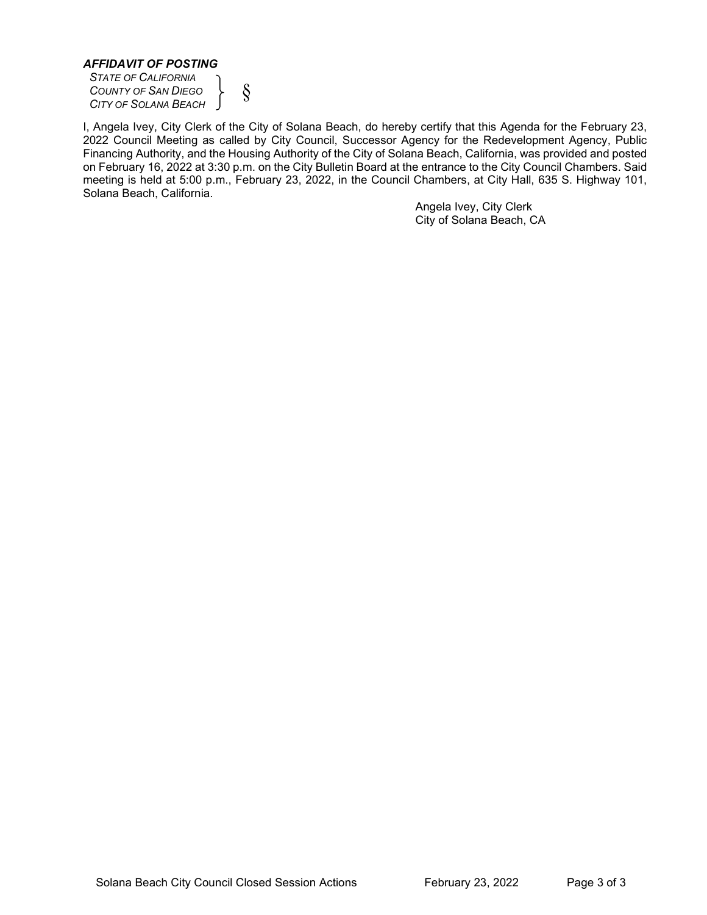***AFFIDAVIT OF POSTING***

*STATE OF CALIFORNIA*
*COUNTY OF SAN DIEGO* } §
*CITY OF SOLANA BEACH*

I, Angela Ivey, City Clerk of the City of Solana Beach, do hereby certify that this Agenda for the February 23, 2022 Council Meeting as called by City Council, Successor Agency for the Redevelopment Agency, Public Financing Authority, and the Housing Authority of the City of Solana Beach, California, was provided and posted on February 16, 2022 at 3:30 p.m. on the City Bulletin Board at the entrance to the City Council Chambers. Said meeting is held at 5:00 p.m., February 23, 2022, in the Council Chambers, at City Hall, 635 S. Highway 101, Solana Beach, California.

Angela Ivey, City Clerk
City of Solana Beach, CA